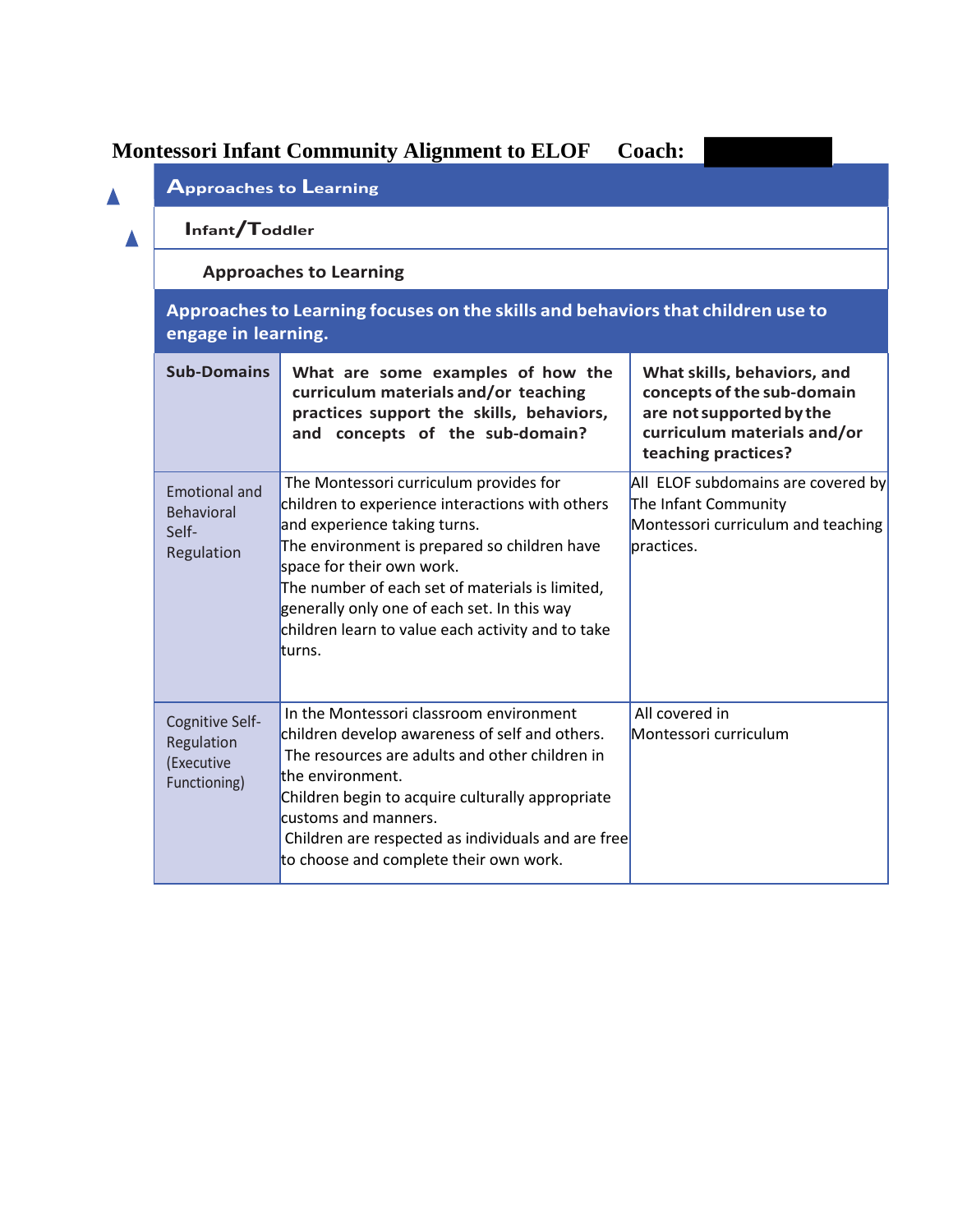# Montessori Infant Community Alignment to ELOF Coach:

## Approaches to Learning

### Infant/Toddler

### Approaches to Learning

**Approaches to Learning focuses on the skills and behaviors that children use to engage in learning.**

| Sub-Domains | What are some examples of how the curriculum materials and/or teaching practices support the skills, behaviors, and concepts of the sub-domain? | What skills, behaviors, and concepts of the sub-domain are not supported by the curriculum materials and/or teaching practices? |
|---|---|---|
| Emotional and Behavioral Self-Regulation | The Montessori curriculum provides for children to experience interactions with others and experience taking turns.<br>The environment is prepared so children have space for their own work.<br>The number of each set of materials is limited, generally only one of each set. In this way children learn to value each activity and to take turns. | All ELOF subdomains are covered by The Infant Community Montessori curriculum and teaching practices. |
| Cognitive Self-Regulation (Executive Functioning) | In the Montessori classroom environment children develop awareness of self and others.<br>The resources are adults and other children in the environment.<br>Children begin to acquire culturally appropriate customs and manners.<br>Children are respected as individuals and are free to choose and complete their own work. | All covered in Montessori curriculum |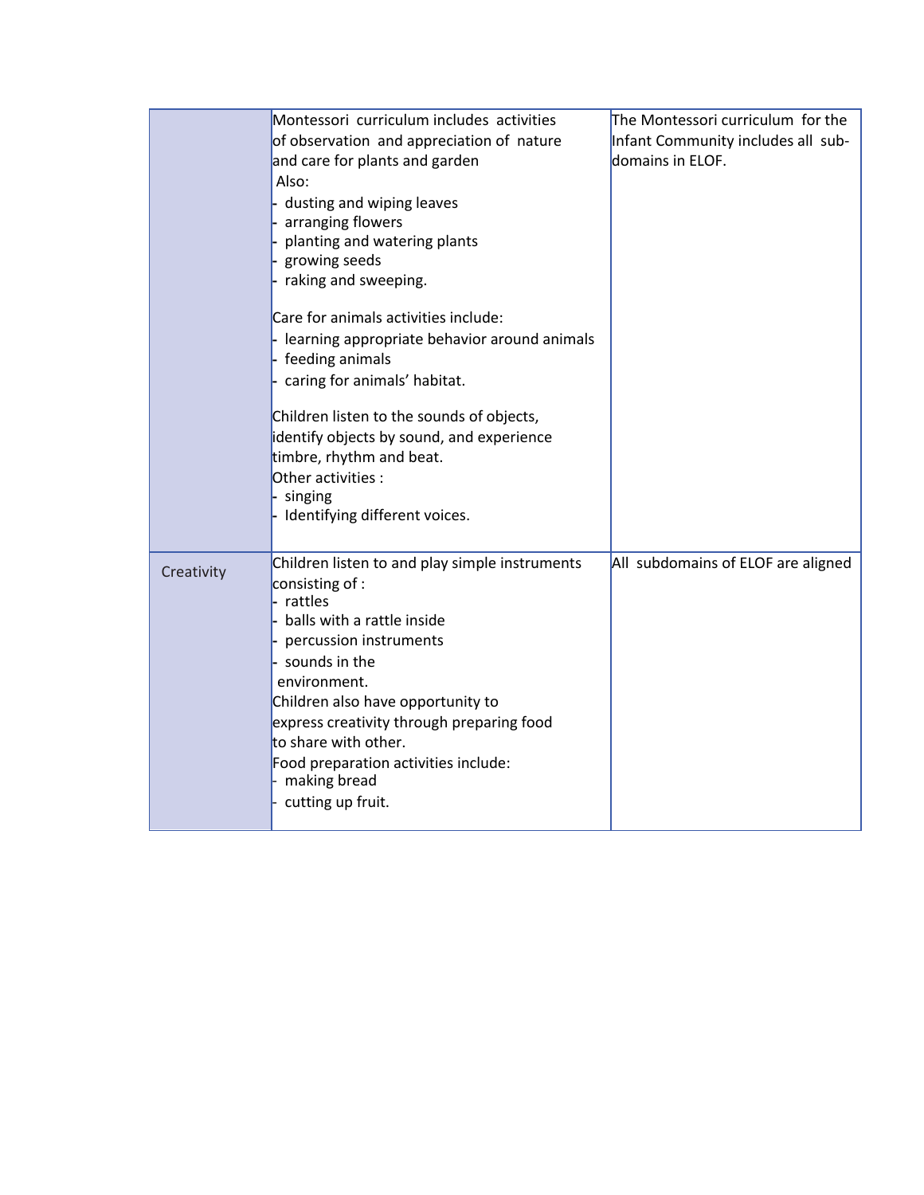| | | |
|---|---|---|
| | Montessori curriculum includes activities of observation and appreciation of nature and care for plants and garden<br>Also:<br>- dusting and wiping leaves<br>- arranging flowers<br>- planting and watering plants<br>- growing seeds<br>- raking and sweeping.<br><br>Care for animals activities include:<br>- learning appropriate behavior around animals<br>- feeding animals<br>- caring for animals' habitat.<br><br>Children listen to the sounds of objects, identify objects by sound, and experience timbre, rhythm and beat.<br>Other activities :<br>- singing<br>- Identifying different voices. | The Montessori curriculum for the Infant Community includes all sub-domains in ELOF. |
| Creativity | Children listen to and play simple instruments consisting of :<br>- rattles<br>- balls with a rattle inside<br>- percussion instruments<br>- sounds in the environment.<br>Children also have opportunity to express creativity through preparing food to share with other.<br>Food preparation activities include:<br>- making bread<br>- cutting up fruit. | All subdomains of ELOF are aligned |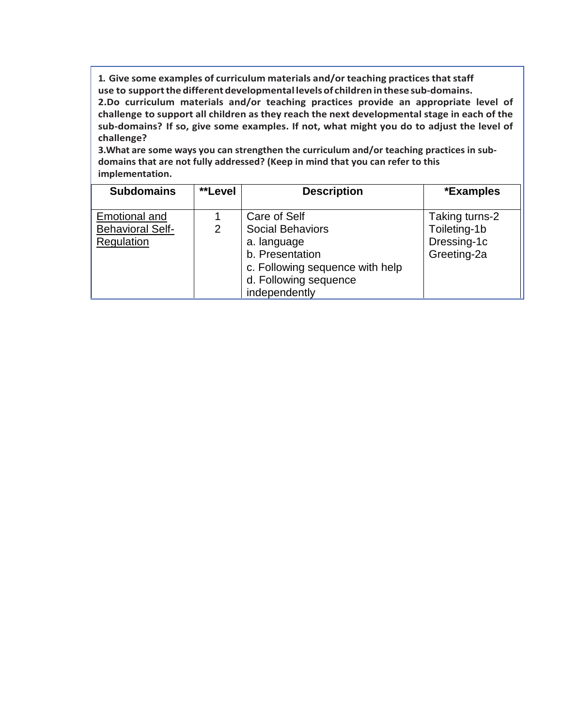**1. Give some examples of curriculum materials and/or teaching practices that staff use to support the different developmental levels of children in these sub-domains.**
**2.Do curriculum materials and/or teaching practices provide an appropriate level of challenge to support all children as they reach the next developmental stage in each of the sub-domains? If so, give some examples. If not, what might you do to adjust the level of challenge?**
**3.What are some ways you can strengthen the curriculum and/or teaching practices in sub-domains that are not fully addressed? (Keep in mind that you can refer to this implementation.**

| Subdomains | **Level | Description | *Examples |
|---|---|---|---|
| <u>Emotional and Behavioral Self-Regulation</u> | 1<br>2 | Care of Self<br>Social Behaviors<br>a. language<br>b. Presentation<br>c. Following sequence with help<br>d. Following sequence independently | Taking turns-2<br>Toileting-1b<br>Dressing-1c<br>Greeting-2a |